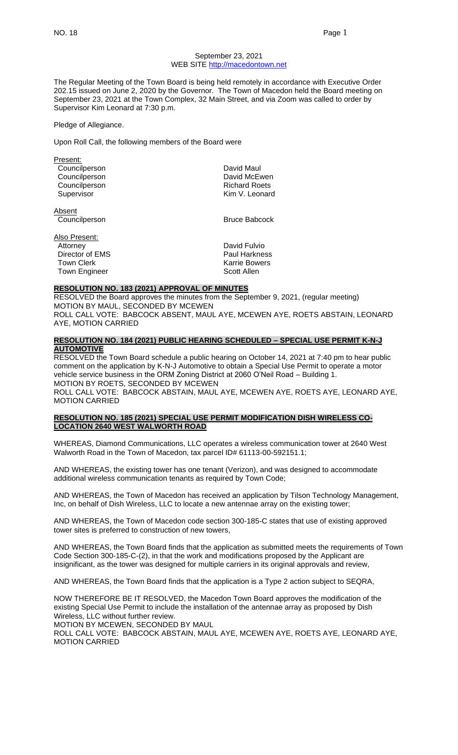September 23, 2021
WEB SITE http://macedontown.net

The Regular Meeting of the Town Board is being held remotely in accordance with Executive Order 202.15 issued on June 2, 2020 by the Governor. The Town of Macedon held the Board meeting on September 23, 2021 at the Town Complex, 32 Main Street, and via Zoom was called to order by Supervisor Kim Leonard at 7:30 p.m.

Pledge of Allegiance.

Upon Roll Call, the following members of the Board were

Present:

| | |
|---|---|
| Councilperson | David Maul |
| Councilperson | David McEwen |
| Councilperson | Richard Roets |
| Supervisor | Kim V. Leonard |

Absent

| | |
|---|---|
| Councilperson | Bruce Babcock |

Also Present:

| | |
|---|---|
| Attorney | David Fulvio |
| Director of EMS | Paul Harkness |
| Town Clerk | Karrie Bowers |
| Town Engineer | Scott Allen |

**RESOLUTION NO. 183 (2021) APPROVAL OF MINUTES**

RESOLVED the Board approves the minutes from the September 9, 2021, (regular meeting)
MOTION BY MAUL, SECONDED BY MCEWEN
ROLL CALL VOTE: BABCOCK ABSENT, MAUL AYE, MCEWEN AYE, ROETS ABSTAIN, LEONARD AYE, MOTION CARRIED

**RESOLUTION NO. 184 (2021) PUBLIC HEARING SCHEDULED – SPECIAL USE PERMIT K-N-J AUTOMOTIVE**

RESOLVED the Town Board schedule a public hearing on October 14, 2021 at 7:40 pm to hear public comment on the application by K-N-J Automotive to obtain a Special Use Permit to operate a motor vehicle service business in the ORM Zoning District at 2060 O'Neil Road – Building 1.
MOTION BY ROETS, SECONDED BY MCEWEN
ROLL CALL VOTE: BABCOCK ABSTAIN, MAUL AYE, MCEWEN AYE, ROETS AYE, LEONARD AYE, MOTION CARRIED

**RESOLUTION NO. 185 (2021) SPECIAL USE PERMIT MODIFICATION DISH WIRELESS CO-LOCATION 2640 WEST WALWORTH ROAD**

WHEREAS, Diamond Communications, LLC operates a wireless communication tower at 2640 West Walworth Road in the Town of Macedon, tax parcel ID# 61113-00-592151.1;

AND WHEREAS, the existing tower has one tenant (Verizon), and was designed to accommodate additional wireless communication tenants as required by Town Code;

AND WHEREAS, the Town of Macedon has received an application by Tilson Technology Management, Inc, on behalf of Dish Wireless, LLC to locate a new antennae array on the existing tower;

AND WHEREAS, the Town of Macedon code section 300-185-C states that use of existing approved tower sites is preferred to construction of new towers,

AND WHEREAS, the Town Board finds that the application as submitted meets the requirements of Town Code Section 300-185-C-(2), in that the work and modifications proposed by the Applicant are insignificant, as the tower was designed for multiple carriers in its original approvals and review,

AND WHEREAS, the Town Board finds that the application is a Type 2 action subject to SEQRA,

NOW THEREFORE BE IT RESOLVED, the Macedon Town Board approves the modification of the existing Special Use Permit to include the installation of the antennae array as proposed by Dish Wireless, LLC without further review.
MOTION BY MCEWEN, SECONDED BY MAUL
ROLL CALL VOTE: BABCOCK ABSTAIN, MAUL AYE, MCEWEN AYE, ROETS AYE, LEONARD AYE, MOTION CARRIED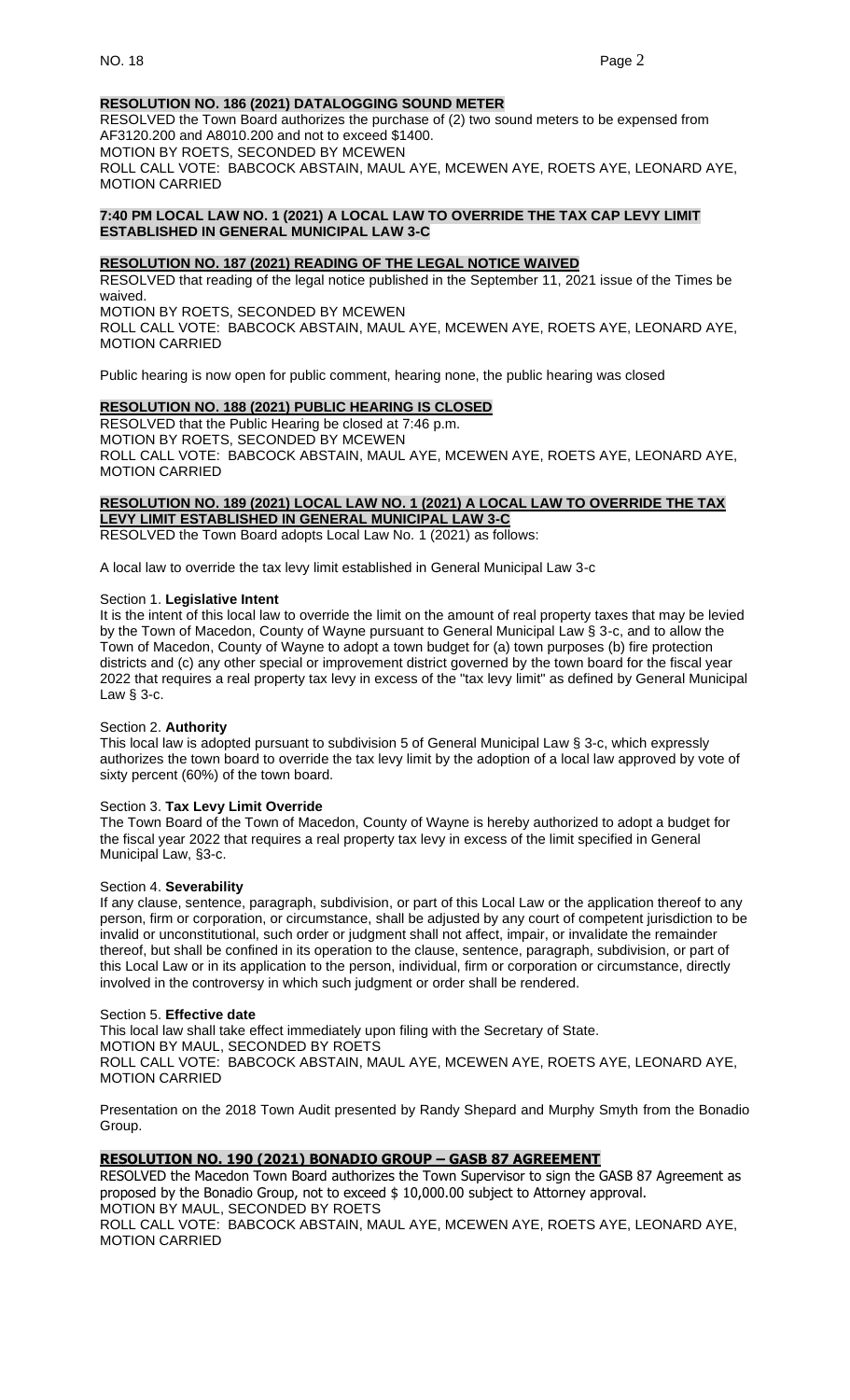**RESOLUTION NO. 186 (2021) DATALOGGING SOUND METER**

RESOLVED the Town Board authorizes the purchase of (2) two sound meters to be expensed from AF3120.200 and A8010.200 and not to exceed $1400.
MOTION BY ROETS, SECONDED BY MCEWEN
ROLL CALL VOTE: BABCOCK ABSTAIN, MAUL AYE, MCEWEN AYE, ROETS AYE, LEONARD AYE, MOTION CARRIED

**7:40 PM LOCAL LAW NO. 1 (2021) A LOCAL LAW TO OVERRIDE THE TAX CAP LEVY LIMIT ESTABLISHED IN GENERAL MUNICIPAL LAW 3-C**

**RESOLUTION NO. 187 (2021) READING OF THE LEGAL NOTICE WAIVED**

RESOLVED that reading of the legal notice published in the September 11, 2021 issue of the Times be waived.
MOTION BY ROETS, SECONDED BY MCEWEN
ROLL CALL VOTE: BABCOCK ABSTAIN, MAUL AYE, MCEWEN AYE, ROETS AYE, LEONARD AYE, MOTION CARRIED

Public hearing is now open for public comment, hearing none, the public hearing was closed

**RESOLUTION NO. 188 (2021) PUBLIC HEARING IS CLOSED**

RESOLVED that the Public Hearing be closed at 7:46 p.m.
MOTION BY ROETS, SECONDED BY MCEWEN
ROLL CALL VOTE: BABCOCK ABSTAIN, MAUL AYE, MCEWEN AYE, ROETS AYE, LEONARD AYE, MOTION CARRIED

**RESOLUTION NO. 189 (2021) LOCAL LAW NO. 1 (2021) A LOCAL LAW TO OVERRIDE THE TAX LEVY LIMIT ESTABLISHED IN GENERAL MUNICIPAL LAW 3-C**

RESOLVED the Town Board adopts Local Law No. 1 (2021) as follows:

A local law to override the tax levy limit established in General Municipal Law 3-c

Section 1. **Legislative Intent**
It is the intent of this local law to override the limit on the amount of real property taxes that may be levied by the Town of Macedon, County of Wayne pursuant to General Municipal Law § 3-c, and to allow the Town of Macedon, County of Wayne to adopt a town budget for (a) town purposes (b) fire protection districts and (c) any other special or improvement district governed by the town board for the fiscal year 2022 that requires a real property tax levy in excess of the "tax levy limit" as defined by General Municipal Law § 3-c.

Section 2. **Authority**
This local law is adopted pursuant to subdivision 5 of General Municipal Law § 3-c, which expressly authorizes the town board to override the tax levy limit by the adoption of a local law approved by vote of sixty percent (60%) of the town board.

Section 3. **Tax Levy Limit Override**
The Town Board of the Town of Macedon, County of Wayne is hereby authorized to adopt a budget for the fiscal year 2022 that requires a real property tax levy in excess of the limit specified in General Municipal Law, §3-c.

Section 4. **Severability**
If any clause, sentence, paragraph, subdivision, or part of this Local Law or the application thereof to any person, firm or corporation, or circumstance, shall be adjusted by any court of competent jurisdiction to be invalid or unconstitutional, such order or judgment shall not affect, impair, or invalidate the remainder thereof, but shall be confined in its operation to the clause, sentence, paragraph, subdivision, or part of this Local Law or in its application to the person, individual, firm or corporation or circumstance, directly involved in the controversy in which such judgment or order shall be rendered.

Section 5. **Effective date**
This local law shall take effect immediately upon filing with the Secretary of State.
MOTION BY MAUL, SECONDED BY ROETS
ROLL CALL VOTE: BABCOCK ABSTAIN, MAUL AYE, MCEWEN AYE, ROETS AYE, LEONARD AYE, MOTION CARRIED

Presentation on the 2018 Town Audit presented by Randy Shepard and Murphy Smyth from the Bonadio Group.

**RESOLUTION NO. 190 (2021) BONADIO GROUP – GASB 87 AGREEMENT**

RESOLVED the Macedon Town Board authorizes the Town Supervisor to sign the GASB 87 Agreement as proposed by the Bonadio Group, not to exceed $ 10,000.00 subject to Attorney approval.
MOTION BY MAUL, SECONDED BY ROETS
ROLL CALL VOTE: BABCOCK ABSTAIN, MAUL AYE, MCEWEN AYE, ROETS AYE, LEONARD AYE, MOTION CARRIED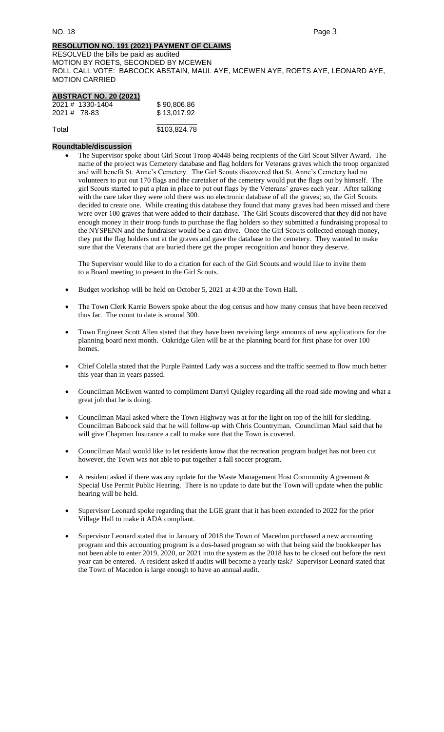**RESOLUTION NO. 191 (2021) PAYMENT OF CLAIMS**

RESOLVED the bills be paid as audited
MOTION BY ROETS, SECONDED BY MCEWEN
ROLL CALL VOTE: BABCOCK ABSTAIN, MAUL AYE, MCEWEN AYE, ROETS AYE, LEONARD AYE,
MOTION CARRIED

**ABSTRACT NO. 20 (2021)**

| | |
|---|---|
| 2021 # 1330-1404 | $ 90,806.86 |
| 2021 # 78-83 | $ 13,017.92 |
| Total | $103,824.78 |

**Roundtable/discussion**

- The Supervisor spoke about Girl Scout Troop 40448 being recipients of the Girl Scout Silver Award. The name of the project was Cemetery database and flag holders for Veterans graves which the troop organized and will benefit St. Anne's Cemetery. The Girl Scouts discovered that St. Anne's Cemetery had no volunteers to put out 170 flags and the caretaker of the cemetery would put the flags out by himself. The girl Scouts started to put a plan in place to put out flags by the Veterans' graves each year. After talking with the care taker they were told there was no electronic database of all the graves; so, the Girl Scouts decided to create one. While creating this database they found that many graves had been missed and there were over 100 graves that were added to their database. The Girl Scouts discovered that they did not have enough money in their troop funds to purchase the flag holders so they submitted a fundraising proposal to the NYSPENN and the fundraiser would be a can drive. Once the Girl Scouts collected enough money, they put the flag holders out at the graves and gave the database to the cemetery. They wanted to make sure that the Veterans that are buried there get the proper recognition and honor they deserve.

  The Supervisor would like to do a citation for each of the Girl Scouts and would like to invite them to a Board meeting to present to the Girl Scouts.

- Budget workshop will be held on October 5, 2021 at 4:30 at the Town Hall.

- The Town Clerk Karrie Bowers spoke about the dog census and how many census that have been received thus far. The count to date is around 300.

- Town Engineer Scott Allen stated that they have been receiving large amounts of new applications for the planning board next month. Oakridge Glen will be at the planning board for first phase for over 100 homes.

- Chief Colella stated that the Purple Painted Lady was a success and the traffic seemed to flow much better this year than in years passed.

- Councilman McEwen wanted to compliment Darryl Quigley regarding all the road side mowing and what a great job that he is doing.

- Councilman Maul asked where the Town Highway was at for the light on top of the hill for sledding. Councilman Babcock said that he will follow-up with Chris Countryman. Councilman Maul said that he will give Chapman Insurance a call to make sure that the Town is covered.

- Councilman Maul would like to let residents know that the recreation program budget has not been cut however, the Town was not able to put together a fall soccer program.

- A resident asked if there was any update for the Waste Management Host Community Agreement & Special Use Permit Public Hearing. There is no update to date but the Town will update when the public hearing will be held.

- Supervisor Leonard spoke regarding that the LGE grant that it has been extended to 2022 for the prior Village Hall to make it ADA compliant.

- Supervisor Leonard stated that in January of 2018 the Town of Macedon purchased a new accounting program and this accounting program is a dos-based program so with that being said the bookkeeper has not been able to enter 2019, 2020, or 2021 into the system as the 2018 has to be closed out before the next year can be entered. A resident asked if audits will become a yearly task? Supervisor Leonard stated that the Town of Macedon is large enough to have an annual audit.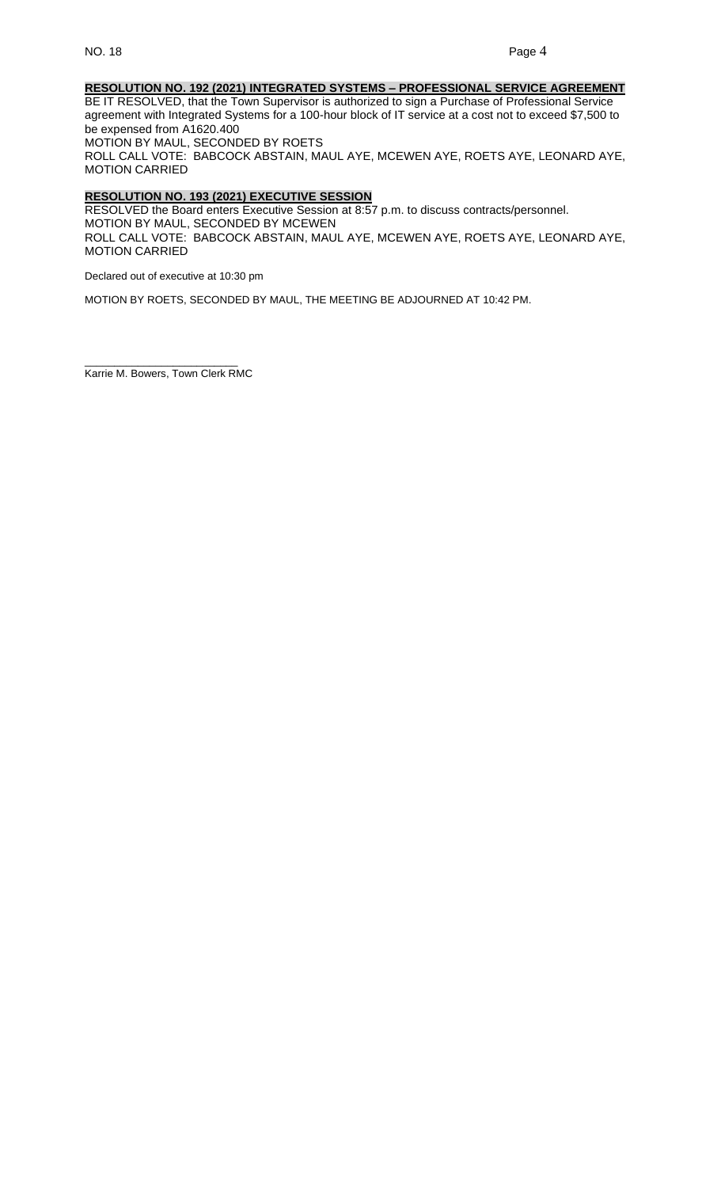**RESOLUTION NO. 192 (2021) INTEGRATED SYSTEMS – PROFESSIONAL SERVICE AGREEMENT**

BE IT RESOLVED, that the Town Supervisor is authorized to sign a Purchase of Professional Service agreement with Integrated Systems for a 100-hour block of IT service at a cost not to exceed $7,500 to be expensed from A1620.400

MOTION BY MAUL, SECONDED BY ROETS

ROLL CALL VOTE: BABCOCK ABSTAIN, MAUL AYE, MCEWEN AYE, ROETS AYE, LEONARD AYE, MOTION CARRIED

**RESOLUTION NO. 193 (2021) EXECUTIVE SESSION**

RESOLVED the Board enters Executive Session at 8:57 p.m. to discuss contracts/personnel.

MOTION BY MAUL, SECONDED BY MCEWEN

ROLL CALL VOTE: BABCOCK ABSTAIN, MAUL AYE, MCEWEN AYE, ROETS AYE, LEONARD AYE, MOTION CARRIED

Declared out of executive at 10:30 pm

MOTION BY ROETS, SECONDED BY MAUL, THE MEETING BE ADJOURNED AT 10:42 PM.

\_\_\_\_\_\_\_\_\_\_\_\_\_\_\_\_\_\_\_\_\_\_\_\_

Karrie M. Bowers, Town Clerk RMC